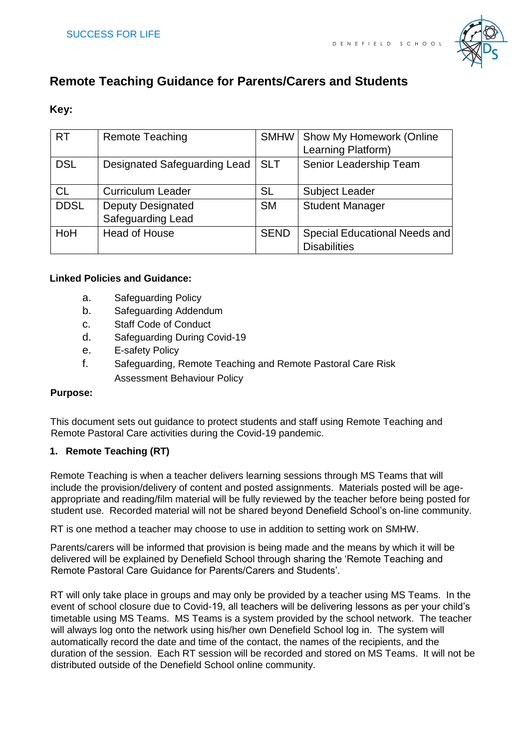SUCCESS FOR LIFE

DENEFIELD SCHOOL

# Remote Teaching Guidance for Parents/Carers and Students

**Key:**

| RT | Remote Teaching | SMHW | Show My Homework (Online Learning Platform) |
|---|---|---|---|
| DSL | Designated Safeguarding Lead | SLT | Senior Leadership Team |
| CL | Curriculum Leader | SL | Subject Leader |
| DDSL | Deputy Designated Safeguarding Lead | SM | Student Manager |
| HoH | Head of House | SEND | Special Educational Needs and Disabilities |

**Linked Policies and Guidance:**

a. Safeguarding Policy
b. Safeguarding Addendum
c. Staff Code of Conduct
d. Safeguarding During Covid-19
e. E-safety Policy
f. Safeguarding, Remote Teaching and Remote Pastoral Care Risk Assessment Behaviour Policy

**Purpose:**

This document sets out guidance to protect students and staff using Remote Teaching and Remote Pastoral Care activities during the Covid-19 pandemic.

### 1. Remote Teaching (RT)

Remote Teaching is when a teacher delivers learning sessions through MS Teams that will include the provision/delivery of content and posted assignments. Materials posted will be age-appropriate and reading/film material will be fully reviewed by the teacher before being posted for student use. Recorded material will not be shared beyond Denefield School's on-line community.

RT is one method a teacher may choose to use in addition to setting work on SMHW.

Parents/carers will be informed that provision is being made and the means by which it will be delivered will be explained by Denefield School through sharing the 'Remote Teaching and Remote Pastoral Care Guidance for Parents/Carers and Students'.

RT will only take place in groups and may only be provided by a teacher using MS Teams. In the event of school closure due to Covid-19, all teachers will be delivering lessons as per your child's timetable using MS Teams. MS Teams is a system provided by the school network. The teacher will always log onto the network using his/her own Denefield School log in. The system will automatically record the date and time of the contact, the names of the recipients, and the duration of the session. Each RT session will be recorded and stored on MS Teams. It will not be distributed outside of the Denefield School online community.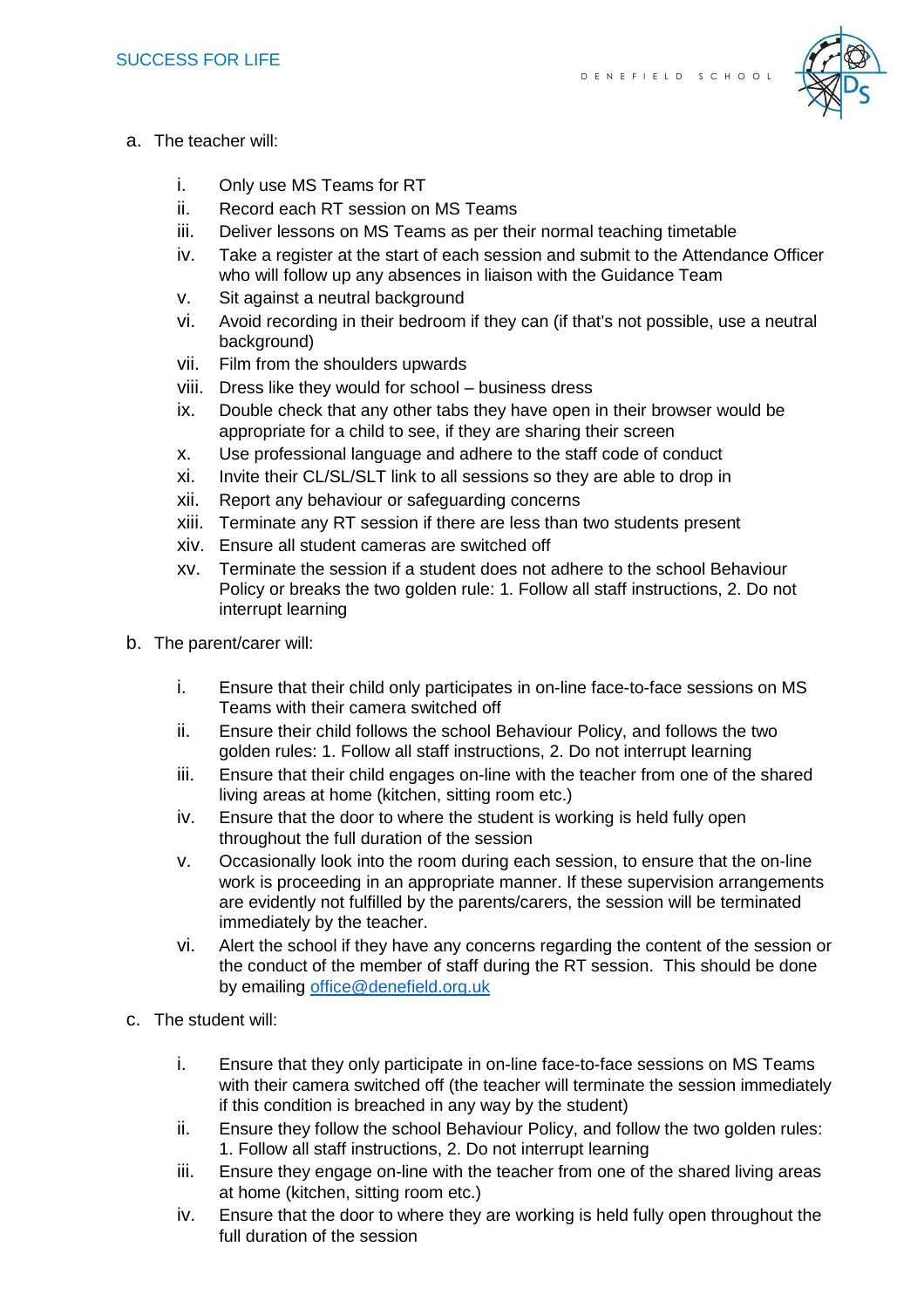a. The teacher will:

   i. Only use MS Teams for RT
   ii. Record each RT session on MS Teams
   iii. Deliver lessons on MS Teams as per their normal teaching timetable
   iv. Take a register at the start of each session and submit to the Attendance Officer who will follow up any absences in liaison with the Guidance Team
   v. Sit against a neutral background
   vi. Avoid recording in their bedroom if they can (if that's not possible, use a neutral background)
   vii. Film from the shoulders upwards
   viii. Dress like they would for school – business dress
   ix. Double check that any other tabs they have open in their browser would be appropriate for a child to see, if they are sharing their screen
   x. Use professional language and adhere to the staff code of conduct
   xi. Invite their CL/SL/SLT link to all sessions so they are able to drop in
   xii. Report any behaviour or safeguarding concerns
   xiii. Terminate any RT session if there are less than two students present
   xiv. Ensure all student cameras are switched off
   xv. Terminate the session if a student does not adhere to the school Behaviour Policy or breaks the two golden rule: 1. Follow all staff instructions, 2. Do not interrupt learning

b. The parent/carer will:

   i. Ensure that their child only participates in on-line face-to-face sessions on MS Teams with their camera switched off
   ii. Ensure their child follows the school Behaviour Policy, and follows the two golden rules: 1. Follow all staff instructions, 2. Do not interrupt learning
   iii. Ensure that their child engages on-line with the teacher from one of the shared living areas at home (kitchen, sitting room etc.)
   iv. Ensure that the door to where the student is working is held fully open throughout the full duration of the session
   v. Occasionally look into the room during each session, to ensure that the on-line work is proceeding in an appropriate manner. If these supervision arrangements are evidently not fulfilled by the parents/carers, the session will be terminated immediately by the teacher.
   vi. Alert the school if they have any concerns regarding the content of the session or the conduct of the member of staff during the RT session. This should be done by emailing [office@denefield.org.uk](mailto:office@denefield.org.uk)

c. The student will:

   i. Ensure that they only participate in on-line face-to-face sessions on MS Teams with their camera switched off (the teacher will terminate the session immediately if this condition is breached in any way by the student)
   ii. Ensure they follow the school Behaviour Policy, and follow the two golden rules: 1. Follow all staff instructions, 2. Do not interrupt learning
   iii. Ensure they engage on-line with the teacher from one of the shared living areas at home (kitchen, sitting room etc.)
   iv. Ensure that the door to where they are working is held fully open throughout the full duration of the session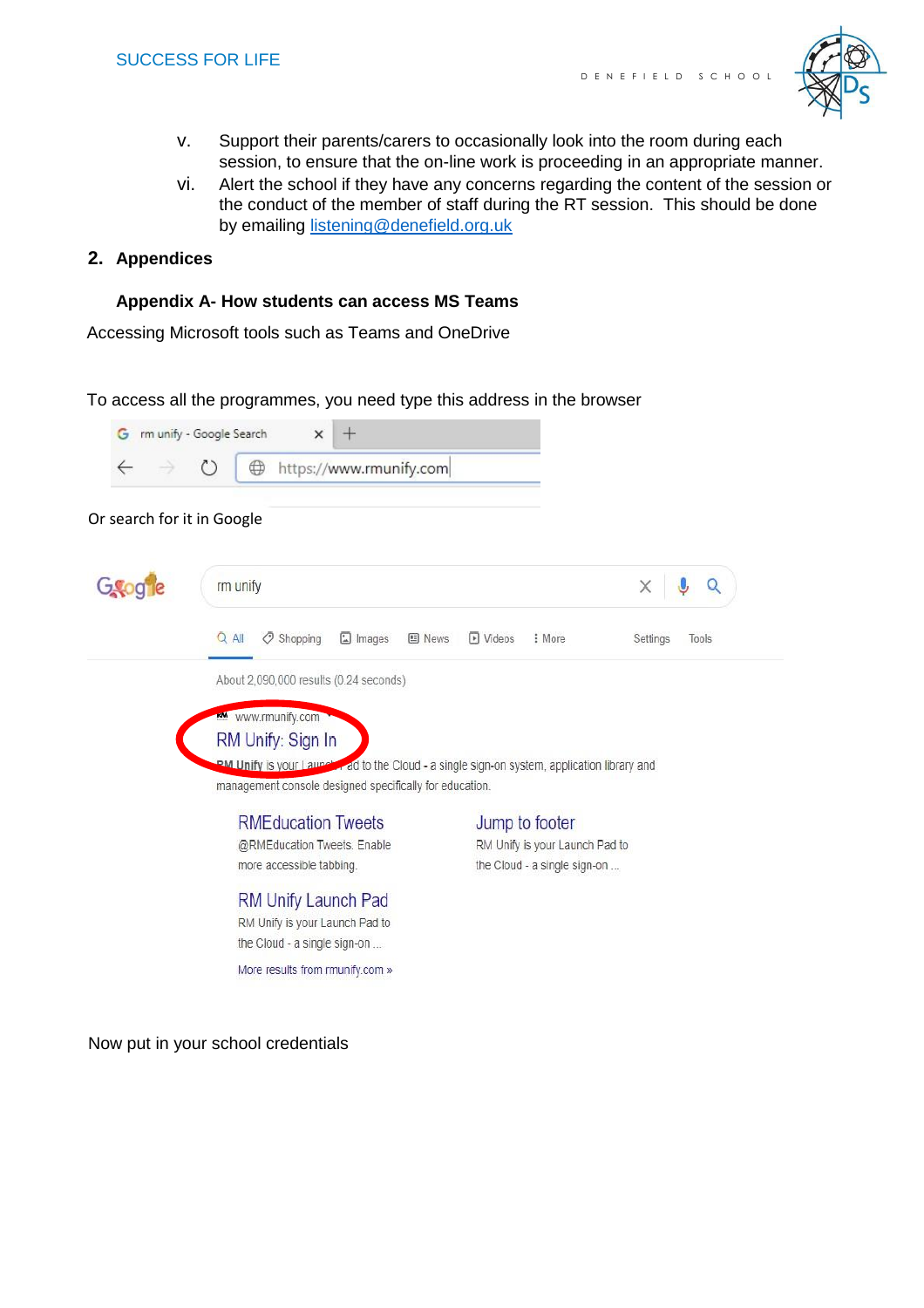v. Support their parents/carers to occasionally look into the room during each session, to ensure that the on-line work is proceeding in an appropriate manner.

vi. Alert the school if they have any concerns regarding the content of the session or the conduct of the member of staff during the RT session. This should be done by emailing listening@denefield.org.uk

## 2. Appendices

### Appendix A- How students can access MS Teams

Accessing Microsoft tools such as Teams and OneDrive

To access all the programmes, you need type this address in the browser

https://www.rmunify.com

Or search for it in Google

Now put in your school credentials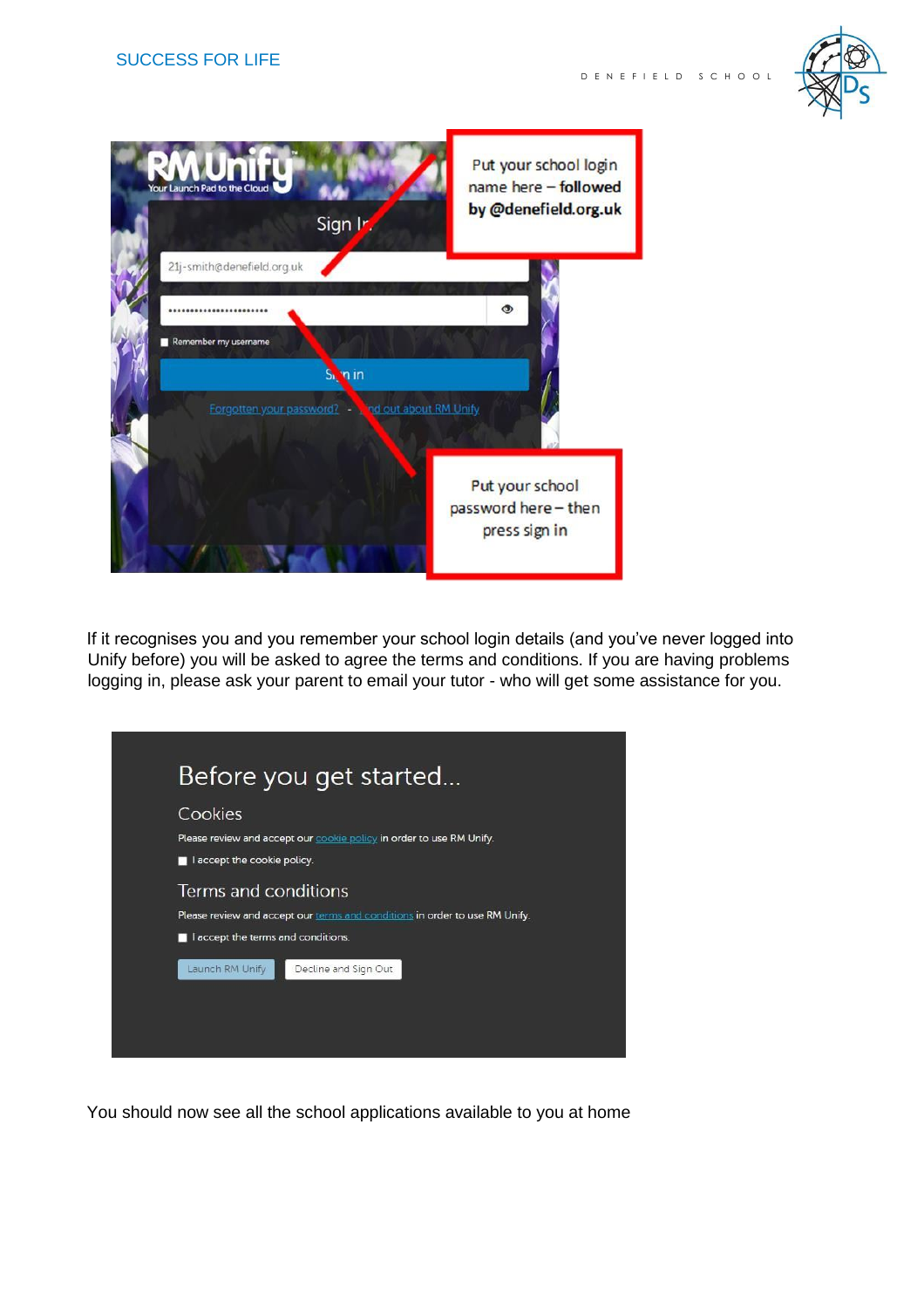Put your school login name here – **followed by @denefield.org.uk**

Put your school password here – then press sign in

If it recognises you and you remember your school login details (and you've never logged into Unify before) you will be asked to agree the terms and conditions. If you are having problems logging in, please ask your parent to email your tutor - who will get some assistance for you.

You should now see all the school applications available to you at home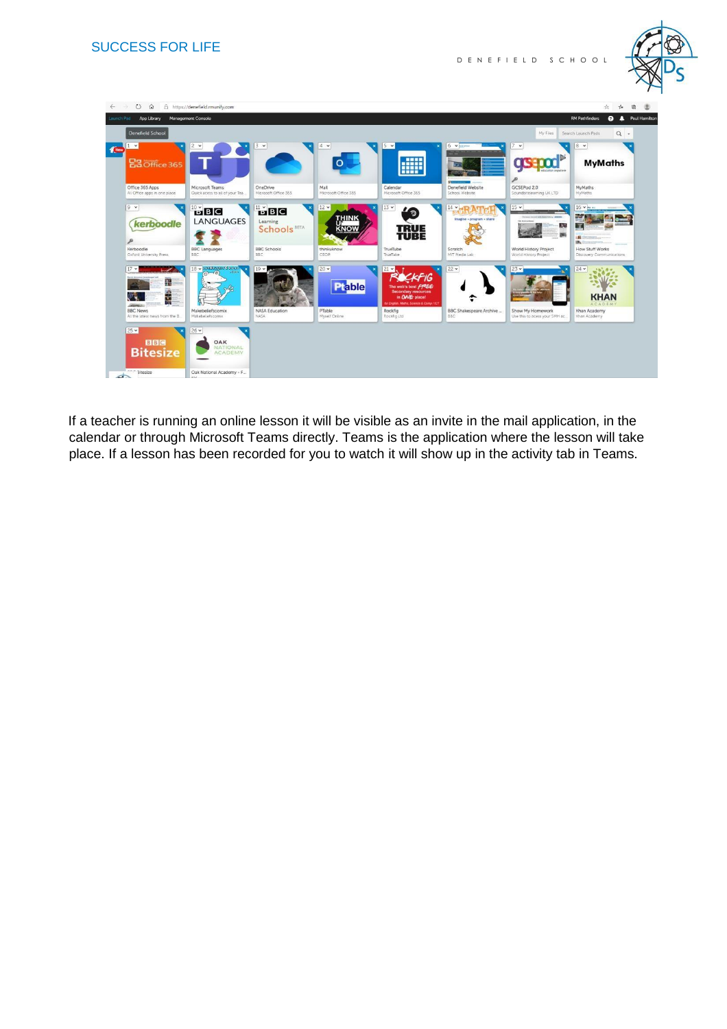If a teacher is running an online lesson it will be visible as an invite in the mail application, in the calendar or through Microsoft Teams directly. Teams is the application where the lesson will take place. If a lesson has been recorded for you to watch it will show up in the activity tab in Teams.